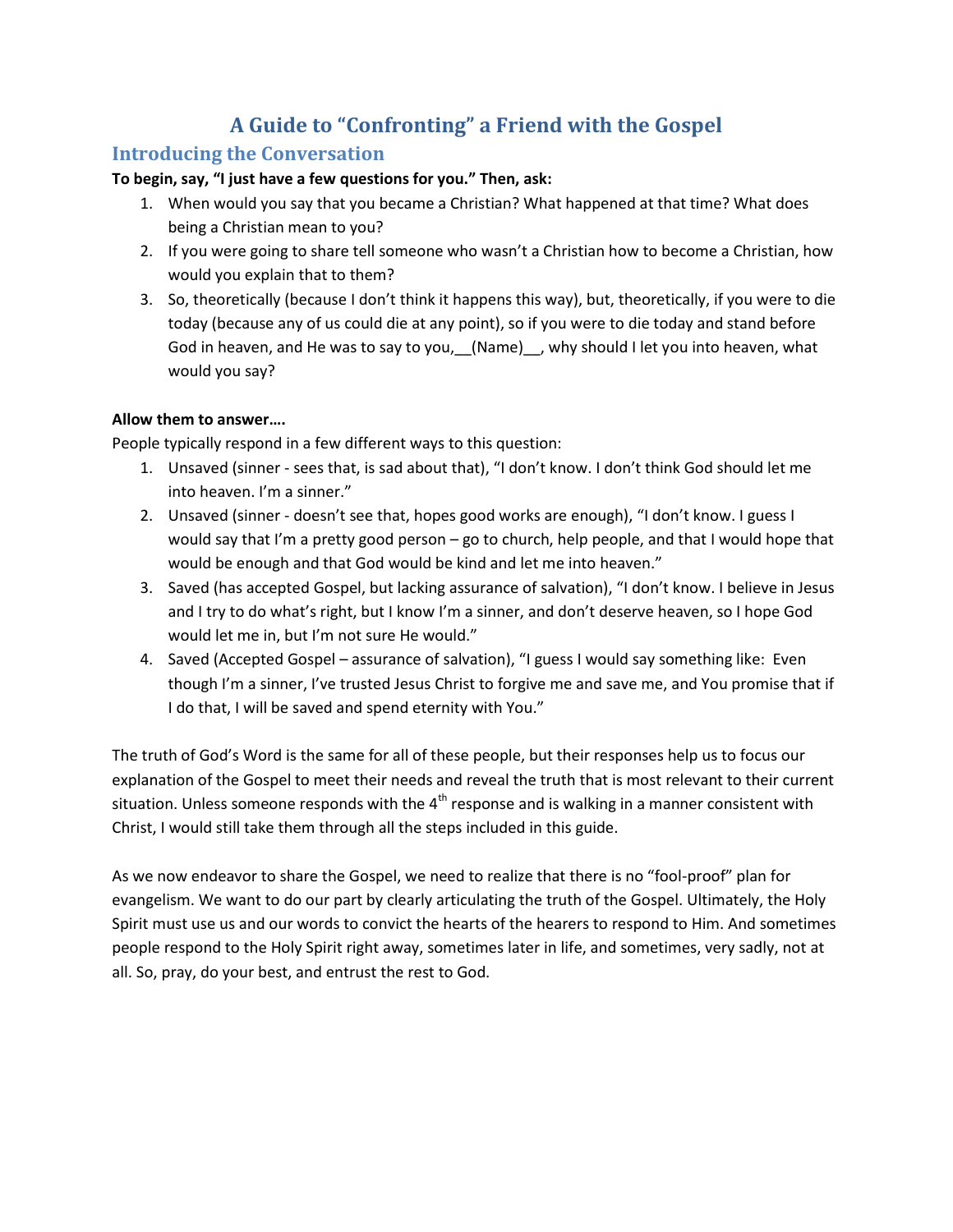# A Guide to "Confronting" a Friend with the Gospel

## Introducing the Conversation

**To begin, say, "I just have a few questions for you." Then, ask:**

1. When would you say that you became a Christian? What happened at that time? What does being a Christian mean to you?
2. If you were going to share tell someone who wasn't a Christian how to become a Christian, how would you explain that to them?
3. So, theoretically (because I don't think it happens this way), but, theoretically, if you were to die today (because any of us could die at any point), so if you were to die today and stand before God in heaven, and He was to say to you,__(Name)__, why should I let you into heaven, what would you say?

**Allow them to answer….**

People typically respond in a few different ways to this question:

1. Unsaved (sinner - sees that, is sad about that), "I don't know. I don't think God should let me into heaven. I'm a sinner."
2. Unsaved (sinner - doesn't see that, hopes good works are enough), "I don't know. I guess I would say that I'm a pretty good person – go to church, help people, and that I would hope that would be enough and that God would be kind and let me into heaven."
3. Saved (has accepted Gospel, but lacking assurance of salvation), "I don't know. I believe in Jesus and I try to do what's right, but I know I'm a sinner, and don't deserve heaven, so I hope God would let me in, but I'm not sure He would."
4. Saved (Accepted Gospel – assurance of salvation), "I guess I would say something like: Even though I'm a sinner, I've trusted Jesus Christ to forgive me and save me, and You promise that if I do that, I will be saved and spend eternity with You."

The truth of God's Word is the same for all of these people, but their responses help us to focus our explanation of the Gospel to meet their needs and reveal the truth that is most relevant to their current situation. Unless someone responds with the 4th response and is walking in a manner consistent with Christ, I would still take them through all the steps included in this guide.

As we now endeavor to share the Gospel, we need to realize that there is no "fool-proof" plan for evangelism. We want to do our part by clearly articulating the truth of the Gospel. Ultimately, the Holy Spirit must use us and our words to convict the hearts of the hearers to respond to Him. And sometimes people respond to the Holy Spirit right away, sometimes later in life, and sometimes, very sadly, not at all. So, pray, do your best, and entrust the rest to God.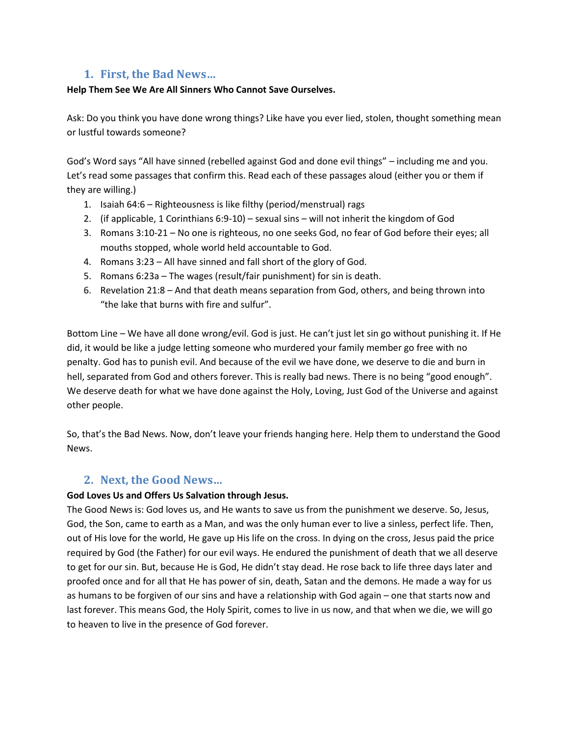## 1. First, the Bad News…

**Help Them See We Are All Sinners Who Cannot Save Ourselves.**

Ask: Do you think you have done wrong things? Like have you ever lied, stolen, thought something mean or lustful towards someone?

God's Word says "All have sinned (rebelled against God and done evil things" – including me and you. Let's read some passages that confirm this. Read each of these passages aloud (either you or them if they are willing.)

1. Isaiah 64:6 – Righteousness is like filthy (period/menstrual) rags
2. (if applicable, 1 Corinthians 6:9-10) – sexual sins – will not inherit the kingdom of God
3. Romans 3:10-21 – No one is righteous, no one seeks God, no fear of God before their eyes; all mouths stopped, whole world held accountable to God.
4. Romans 3:23 – All have sinned and fall short of the glory of God.
5. Romans 6:23a – The wages (result/fair punishment) for sin is death.
6. Revelation 21:8 – And that death means separation from God, others, and being thrown into "the lake that burns with fire and sulfur".

Bottom Line – We have all done wrong/evil. God is just. He can't just let sin go without punishing it. If He did, it would be like a judge letting someone who murdered your family member go free with no penalty. God has to punish evil. And because of the evil we have done, we deserve to die and burn in hell, separated from God and others forever. This is really bad news. There is no being "good enough". We deserve death for what we have done against the Holy, Loving, Just God of the Universe and against other people.

So, that's the Bad News. Now, don't leave your friends hanging here. Help them to understand the Good News.

## 2. Next, the Good News…

**God Loves Us and Offers Us Salvation through Jesus.**

The Good News is: God loves us, and He wants to save us from the punishment we deserve. So, Jesus, God, the Son, came to earth as a Man, and was the only human ever to live a sinless, perfect life. Then, out of His love for the world, He gave up His life on the cross. In dying on the cross, Jesus paid the price required by God (the Father) for our evil ways. He endured the punishment of death that we all deserve to get for our sin. But, because He is God, He didn't stay dead. He rose back to life three days later and proofed once and for all that He has power of sin, death, Satan and the demons. He made a way for us as humans to be forgiven of our sins and have a relationship with God again – one that starts now and last forever. This means God, the Holy Spirit, comes to live in us now, and that when we die, we will go to heaven to live in the presence of God forever.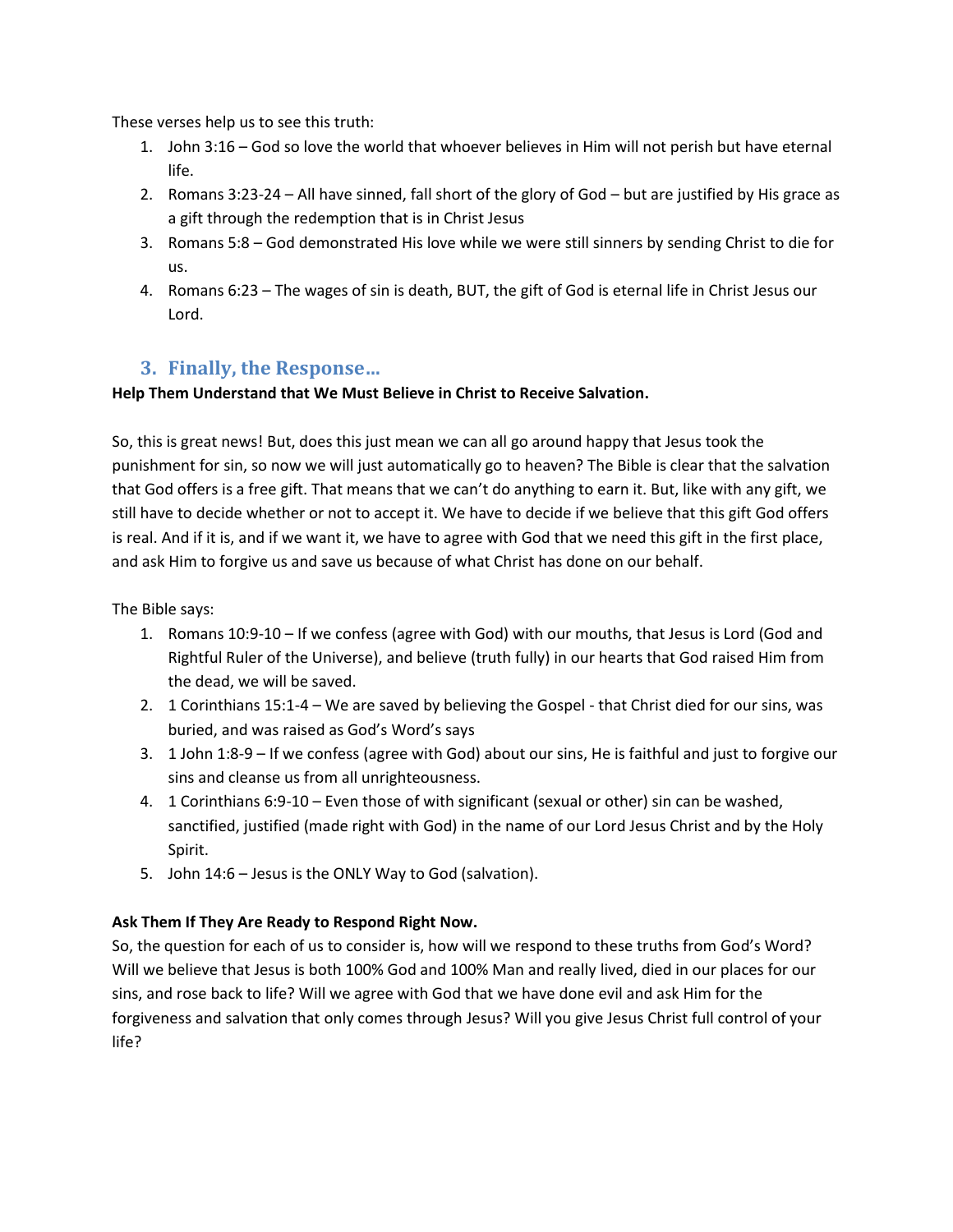These verses help us to see this truth:

1. John 3:16 – God so love the world that whoever believes in Him will not perish but have eternal life.
2. Romans 3:23-24 – All have sinned, fall short of the glory of God – but are justified by His grace as a gift through the redemption that is in Christ Jesus
3. Romans 5:8 – God demonstrated His love while we were still sinners by sending Christ to die for us.
4. Romans 6:23 – The wages of sin is death, BUT, the gift of God is eternal life in Christ Jesus our Lord.

## 3. Finally, the Response…

**Help Them Understand that We Must Believe in Christ to Receive Salvation.**

So, this is great news! But, does this just mean we can all go around happy that Jesus took the punishment for sin, so now we will just automatically go to heaven? The Bible is clear that the salvation that God offers is a free gift. That means that we can't do anything to earn it. But, like with any gift, we still have to decide whether or not to accept it. We have to decide if we believe that this gift God offers is real. And if it is, and if we want it, we have to agree with God that we need this gift in the first place, and ask Him to forgive us and save us because of what Christ has done on our behalf.

The Bible says:

1. Romans 10:9-10 – If we confess (agree with God) with our mouths, that Jesus is Lord (God and Rightful Ruler of the Universe), and believe (truth fully) in our hearts that God raised Him from the dead, we will be saved.
2. 1 Corinthians 15:1-4 – We are saved by believing the Gospel - that Christ died for our sins, was buried, and was raised as God's Word's says
3. 1 John 1:8-9 – If we confess (agree with God) about our sins, He is faithful and just to forgive our sins and cleanse us from all unrighteousness.
4. 1 Corinthians 6:9-10 – Even those of with significant (sexual or other) sin can be washed, sanctified, justified (made right with God) in the name of our Lord Jesus Christ and by the Holy Spirit.
5. John 14:6 – Jesus is the ONLY Way to God (salvation).

**Ask Them If They Are Ready to Respond Right Now.**

So, the question for each of us to consider is, how will we respond to these truths from God's Word? Will we believe that Jesus is both 100% God and 100% Man and really lived, died in our places for our sins, and rose back to life? Will we agree with God that we have done evil and ask Him for the forgiveness and salvation that only comes through Jesus? Will you give Jesus Christ full control of your life?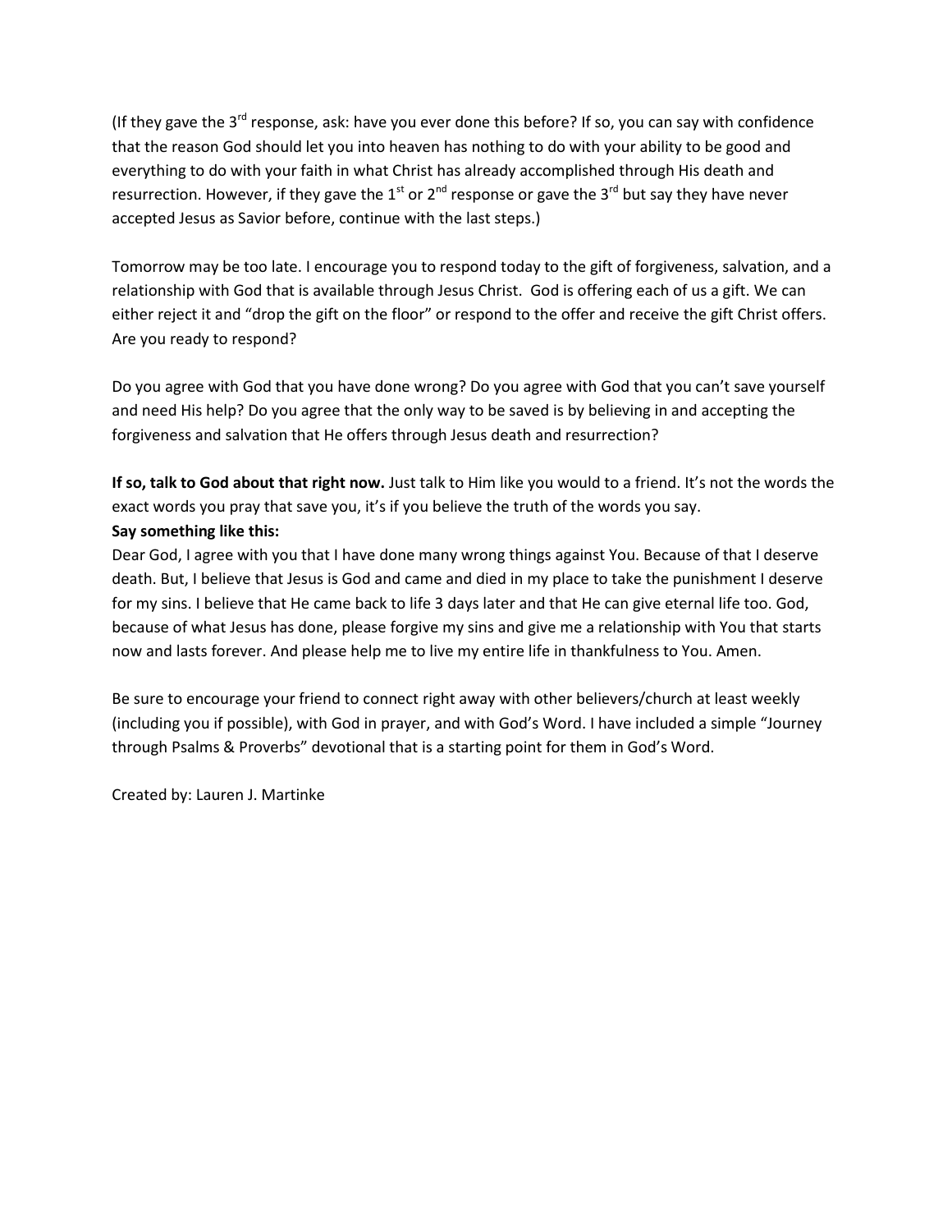(If they gave the 3rd response, ask: have you ever done this before? If so, you can say with confidence that the reason God should let you into heaven has nothing to do with your ability to be good and everything to do with your faith in what Christ has already accomplished through His death and resurrection. However, if they gave the 1st or 2nd response or gave the 3rd but say they have never accepted Jesus as Savior before, continue with the last steps.)

Tomorrow may be too late. I encourage you to respond today to the gift of forgiveness, salvation, and a relationship with God that is available through Jesus Christ. God is offering each of us a gift. We can either reject it and "drop the gift on the floor" or respond to the offer and receive the gift Christ offers. Are you ready to respond?

Do you agree with God that you have done wrong? Do you agree with God that you can't save yourself and need His help? Do you agree that the only way to be saved is by believing in and accepting the forgiveness and salvation that He offers through Jesus death and resurrection?

**If so, talk to God about that right now.** Just talk to Him like you would to a friend. It's not the words the exact words you pray that save you, it's if you believe the truth of the words you say.
**Say something like this:**
Dear God, I agree with you that I have done many wrong things against You. Because of that I deserve death. But, I believe that Jesus is God and came and died in my place to take the punishment I deserve for my sins. I believe that He came back to life 3 days later and that He can give eternal life too. God, because of what Jesus has done, please forgive my sins and give me a relationship with You that starts now and lasts forever. And please help me to live my entire life in thankfulness to You. Amen.

Be sure to encourage your friend to connect right away with other believers/church at least weekly (including you if possible), with God in prayer, and with God's Word. I have included a simple "Journey through Psalms & Proverbs" devotional that is a starting point for them in God's Word.

Created by: Lauren J. Martinke